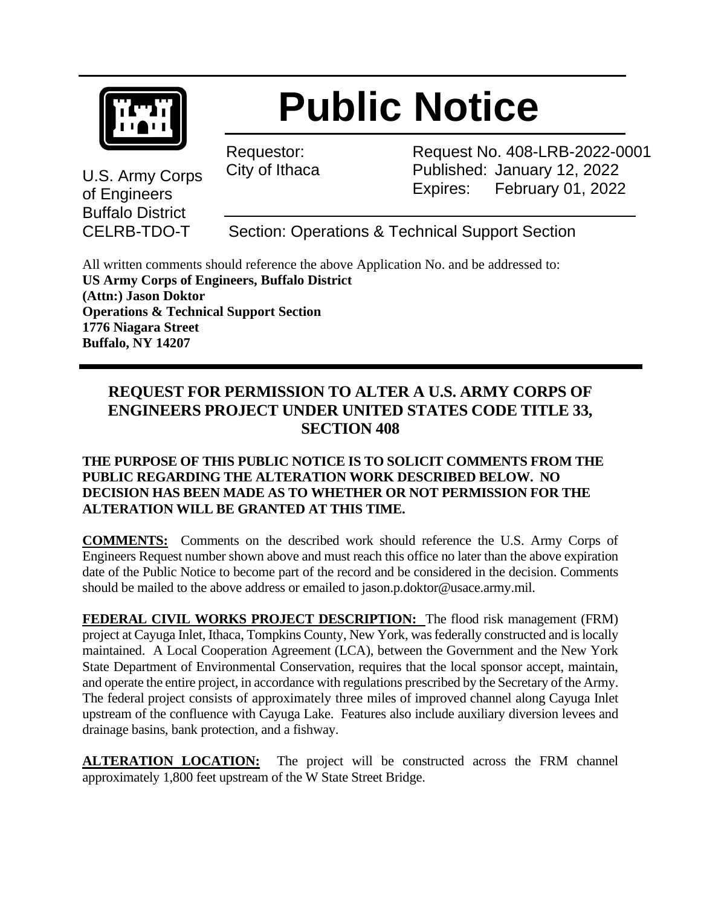# Public Notice

U.S. Army Corps of Engineers
Buffalo District
CELRB-TDO-T

Requestor:
City of Ithaca

Request No. 408-LRB-2022-0001
Published: January 12, 2022
Expires: February 01, 2022

Section: Operations & Technical Support Section

All written comments should reference the above Application No. and be addressed to:
**US Army Corps of Engineers, Buffalo District**
**(Attn:) Jason Doktor**
**Operations & Technical Support Section**
**1776 Niagara Street**
**Buffalo, NY 14207**

## REQUEST FOR PERMISSION TO ALTER A U.S. ARMY CORPS OF ENGINEERS PROJECT UNDER UNITED STATES CODE TITLE 33, SECTION 408

**THE PURPOSE OF THIS PUBLIC NOTICE IS TO SOLICIT COMMENTS FROM THE PUBLIC REGARDING THE ALTERATION WORK DESCRIBED BELOW. NO DECISION HAS BEEN MADE AS TO WHETHER OR NOT PERMISSION FOR THE ALTERATION WILL BE GRANTED AT THIS TIME.**

**COMMENTS:** Comments on the described work should reference the U.S. Army Corps of Engineers Request number shown above and must reach this office no later than the above expiration date of the Public Notice to become part of the record and be considered in the decision. Comments should be mailed to the above address or emailed to jason.p.doktor@usace.army.mil.

**FEDERAL CIVIL WORKS PROJECT DESCRIPTION:** The flood risk management (FRM) project at Cayuga Inlet, Ithaca, Tompkins County, New York, was federally constructed and is locally maintained. A Local Cooperation Agreement (LCA), between the Government and the New York State Department of Environmental Conservation, requires that the local sponsor accept, maintain, and operate the entire project, in accordance with regulations prescribed by the Secretary of the Army. The federal project consists of approximately three miles of improved channel along Cayuga Inlet upstream of the confluence with Cayuga Lake. Features also include auxiliary diversion levees and drainage basins, bank protection, and a fishway.

**ALTERATION LOCATION:** The project will be constructed across the FRM channel approximately 1,800 feet upstream of the W State Street Bridge.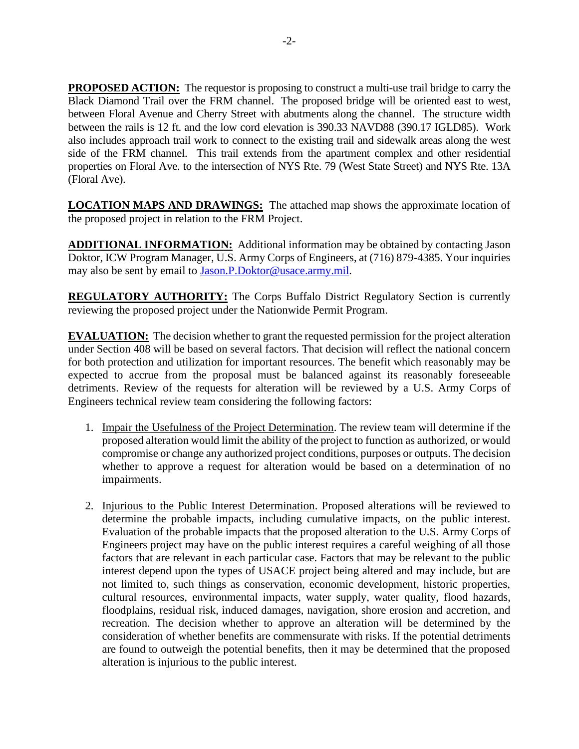**PROPOSED ACTION:** The requestor is proposing to construct a multi-use trail bridge to carry the Black Diamond Trail over the FRM channel. The proposed bridge will be oriented east to west, between Floral Avenue and Cherry Street with abutments along the channel. The structure width between the rails is 12 ft. and the low cord elevation is 390.33 NAVD88 (390.17 IGLD85). Work also includes approach trail work to connect to the existing trail and sidewalk areas along the west side of the FRM channel. This trail extends from the apartment complex and other residential properties on Floral Ave. to the intersection of NYS Rte. 79 (West State Street) and NYS Rte. 13A (Floral Ave).

**LOCATION MAPS AND DRAWINGS:** The attached map shows the approximate location of the proposed project in relation to the FRM Project.

**ADDITIONAL INFORMATION:** Additional information may be obtained by contacting Jason Doktor, ICW Program Manager, U.S. Army Corps of Engineers, at (716) 879-4385. Your inquiries may also be sent by email to Jason.P.Doktor@usace.army.mil.

**REGULATORY AUTHORITY:** The Corps Buffalo District Regulatory Section is currently reviewing the proposed project under the Nationwide Permit Program.

**EVALUATION:** The decision whether to grant the requested permission for the project alteration under Section 408 will be based on several factors. That decision will reflect the national concern for both protection and utilization for important resources. The benefit which reasonably may be expected to accrue from the proposal must be balanced against its reasonably foreseeable detriments. Review of the requests for alteration will be reviewed by a U.S. Army Corps of Engineers technical review team considering the following factors:

1. Impair the Usefulness of the Project Determination. The review team will determine if the proposed alteration would limit the ability of the project to function as authorized, or would compromise or change any authorized project conditions, purposes or outputs. The decision whether to approve a request for alteration would be based on a determination of no impairments.

2. Injurious to the Public Interest Determination. Proposed alterations will be reviewed to determine the probable impacts, including cumulative impacts, on the public interest. Evaluation of the probable impacts that the proposed alteration to the U.S. Army Corps of Engineers project may have on the public interest requires a careful weighing of all those factors that are relevant in each particular case. Factors that may be relevant to the public interest depend upon the types of USACE project being altered and may include, but are not limited to, such things as conservation, economic development, historic properties, cultural resources, environmental impacts, water supply, water quality, flood hazards, floodplains, residual risk, induced damages, navigation, shore erosion and accretion, and recreation. The decision whether to approve an alteration will be determined by the consideration of whether benefits are commensurate with risks. If the potential detriments are found to outweigh the potential benefits, then it may be determined that the proposed alteration is injurious to the public interest.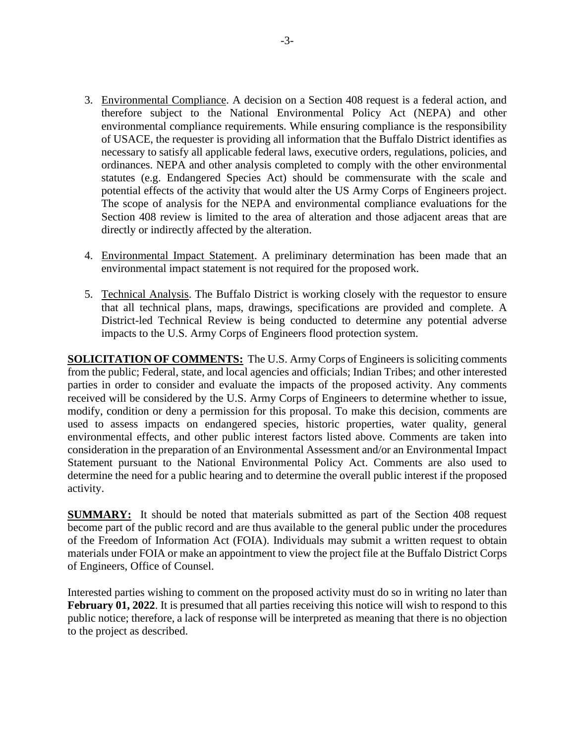3. Environmental Compliance. A decision on a Section 408 request is a federal action, and therefore subject to the National Environmental Policy Act (NEPA) and other environmental compliance requirements. While ensuring compliance is the responsibility of USACE, the requester is providing all information that the Buffalo District identifies as necessary to satisfy all applicable federal laws, executive orders, regulations, policies, and ordinances. NEPA and other analysis completed to comply with the other environmental statutes (e.g. Endangered Species Act) should be commensurate with the scale and potential effects of the activity that would alter the US Army Corps of Engineers project. The scope of analysis for the NEPA and environmental compliance evaluations for the Section 408 review is limited to the area of alteration and those adjacent areas that are directly or indirectly affected by the alteration.

4. Environmental Impact Statement. A preliminary determination has been made that an environmental impact statement is not required for the proposed work.

5. Technical Analysis. The Buffalo District is working closely with the requestor to ensure that all technical plans, maps, drawings, specifications are provided and complete. A District-led Technical Review is being conducted to determine any potential adverse impacts to the U.S. Army Corps of Engineers flood protection system.

**SOLICITATION OF COMMENTS:** The U.S. Army Corps of Engineers is soliciting comments from the public; Federal, state, and local agencies and officials; Indian Tribes; and other interested parties in order to consider and evaluate the impacts of the proposed activity. Any comments received will be considered by the U.S. Army Corps of Engineers to determine whether to issue, modify, condition or deny a permission for this proposal. To make this decision, comments are used to assess impacts on endangered species, historic properties, water quality, general environmental effects, and other public interest factors listed above. Comments are taken into consideration in the preparation of an Environmental Assessment and/or an Environmental Impact Statement pursuant to the National Environmental Policy Act. Comments are also used to determine the need for a public hearing and to determine the overall public interest if the proposed activity.

**SUMMARY:** It should be noted that materials submitted as part of the Section 408 request become part of the public record and are thus available to the general public under the procedures of the Freedom of Information Act (FOIA). Individuals may submit a written request to obtain materials under FOIA or make an appointment to view the project file at the Buffalo District Corps of Engineers, Office of Counsel.

Interested parties wishing to comment on the proposed activity must do so in writing no later than **February 01, 2022**. It is presumed that all parties receiving this notice will wish to respond to this public notice; therefore, a lack of response will be interpreted as meaning that there is no objection to the project as described.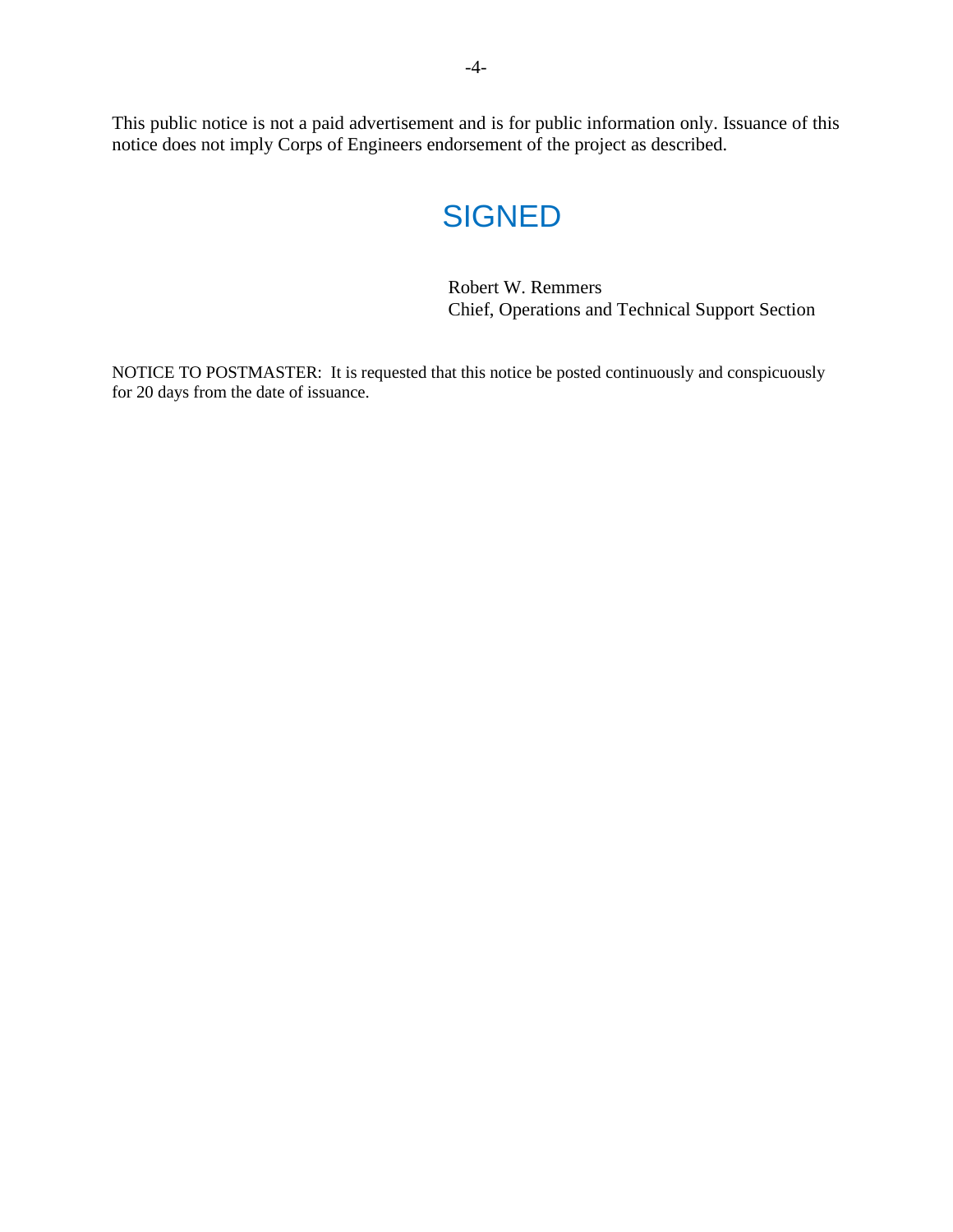This public notice is not a paid advertisement and is for public information only. Issuance of this notice does not imply Corps of Engineers endorsement of the project as described.

SIGNED

Robert W. Remmers
Chief, Operations and Technical Support Section

NOTICE TO POSTMASTER: It is requested that this notice be posted continuously and conspicuously for 20 days from the date of issuance.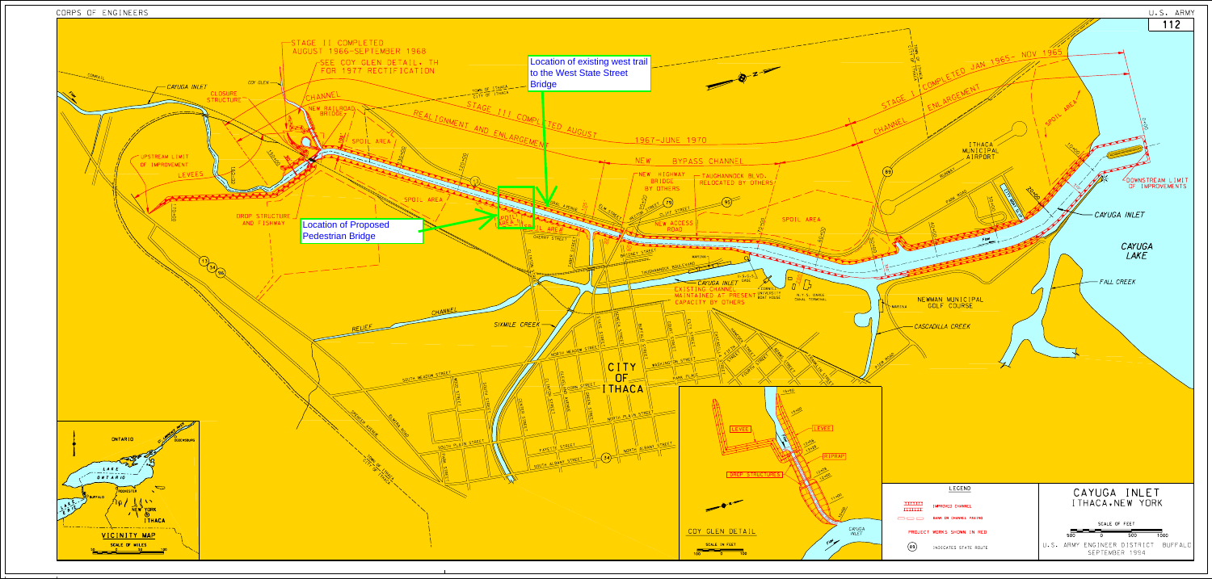CORPS OF ENGINEERS

U.S. ARMY

Location of existing west trail to the West State Street Bridge

Location of Proposed Pedestrian Bridge

STAGE II COMPLETED AUGUST 1966-SEPTEMBER 1968

SEE COY GLEN DETAIL, TH FOR 1977 RECTIFICATION

STAGE III COMPLETED AUGUST 1967-JUNE 1970

REALIGNMENT AND ENLARGEMENT

STAGE I COMPLETED JAN 1965- NOV 1965

CHANNEL ENLARGEMENT

NEW BYPASS CHANNEL

NEW HIGHWAY BRIDGE BY OTHERS

TAUGHANNOCK BLVD. RELOCATED BY OTHERS

NEW ACCESS ROAD

CAYUGA INLET EXISTING CHANNEL MAINTAINED AT PRESENT CAPACITY BY OTHERS

UPSTREAM LIMIT OF IMPROVEMENT

DOWNSTREAM LIMIT OF IMPROVEMENTS

CLOSURE STRUCTURE

NEW RAILROAD BRIDGE

DROP STRUCTURE AND FISHWAY

LEVEES

SPOIL AREA

RELIEF CHANNEL

SIXMILE CREEK

CITY OF ITHACA

ITHACA MUNICIPAL AIRPORT

NEWMAN MUNICIPAL GOLF COURSE

CAYUGA LAKE

FALL CREEK

CASCADILLA CREEK

TOWN OF ITHACA / CITY OF ITHACA

COY GLEN DETAIL

SCALE IN FEET

LEVEE

RIPRAP

DROP STRUCTURES

VICINITY MAP

SCALE OF MILES

ONTARIO

LAKE ONTARIO

LAKE ERIE

NEW YORK

ITHACA

BUFFALO

ROCHESTER

OGDENSBURG

LEGEND

IMPROVED CHANNEL

BANK OR CHANNEL PAVING

PROJECT WORKS SHOWN IN RED

(89) INDICATES STATE ROUTE

CAYUGA INLET

ITHACA, NEW YORK

SCALE OF FEET

500 0 500 1000

U.S. ARMY ENGINEER DISTRICT BUFFALO

SEPTEMBER 1994